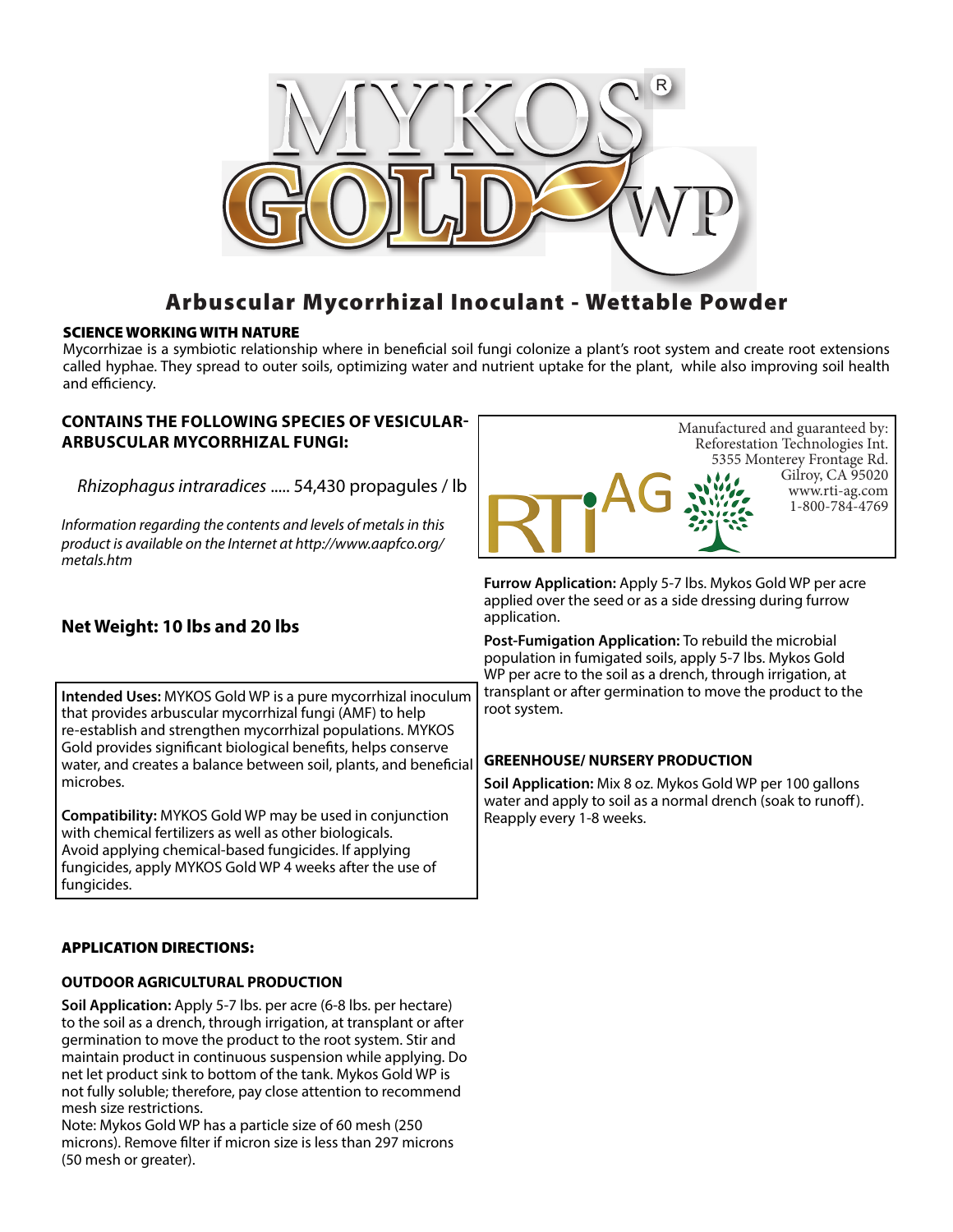# MYKOS® GOLD WP

## Arbuscular Mycorrhizal Inoculant - Wettable Powder

**SCIENCE WORKING WITH NATURE**

Mycorrhizae is a symbiotic relationship where in beneficial soil fungi colonize a plant's root system and create root extensions called hyphae. They spread to outer soils, optimizing water and nutrient uptake for the plant, while also improving soil health and efficiency.

**CONTAINS THE FOLLOWING SPECIES OF VESICULAR-ARBUSCULAR MYCORRHIZAL FUNGI:**

*Rhizophagus intraradices* ..... 54,430 propagules / lb

*Information regarding the contents and levels of metals in this product is available on the Internet at http://www.aapfco.org/metals.htm*

**Net Weight: 10 lbs and 20 lbs**

**Intended Uses:** MYKOS Gold WP is a pure mycorrhizal inoculum that provides arbuscular mycorrhizal fungi (AMF) to help re-establish and strengthen mycorrhizal populations. MYKOS Gold provides significant biological benefits, helps conserve water, and creates a balance between soil, plants, and beneficial microbes.

**Compatibility:** MYKOS Gold WP may be used in conjunction with chemical fertilizers as well as other biologicals. Avoid applying chemical-based fungicides. If applying fungicides, apply MYKOS Gold WP 4 weeks after the use of fungicides.

**APPLICATION DIRECTIONS:**

**OUTDOOR AGRICULTURAL PRODUCTION**

**Soil Application:** Apply 5-7 lbs. per acre (6-8 lbs. per hectare) to the soil as a drench, through irrigation, at transplant or after germination to move the product to the root system. Stir and maintain product in continuous suspension while applying. Do net let product sink to bottom of the tank. Mykos Gold WP is not fully soluble; therefore, pay close attention to recommend mesh size restrictions.
Note: Mykos Gold WP has a particle size of 60 mesh (250 microns). Remove filter if micron size is less than 297 microns (50 mesh or greater).

Manufactured and guaranteed by:
Reforestation Technologies Int.
5355 Monterey Frontage Rd.
Gilroy, CA 95020
www.rti-ag.com
1-800-784-4769

RTI AG

**Furrow Application:** Apply 5-7 lbs. Mykos Gold WP per acre applied over the seed or as a side dressing during furrow application.

**Post-Fumigation Application:** To rebuild the microbial population in fumigated soils, apply 5-7 lbs. Mykos Gold WP per acre to the soil as a drench, through irrigation, at transplant or after germination to move the product to the root system.

**GREENHOUSE/ NURSERY PRODUCTION**

**Soil Application:** Mix 8 oz. Mykos Gold WP per 100 gallons water and apply to soil as a normal drench (soak to runoff). Reapply every 1-8 weeks.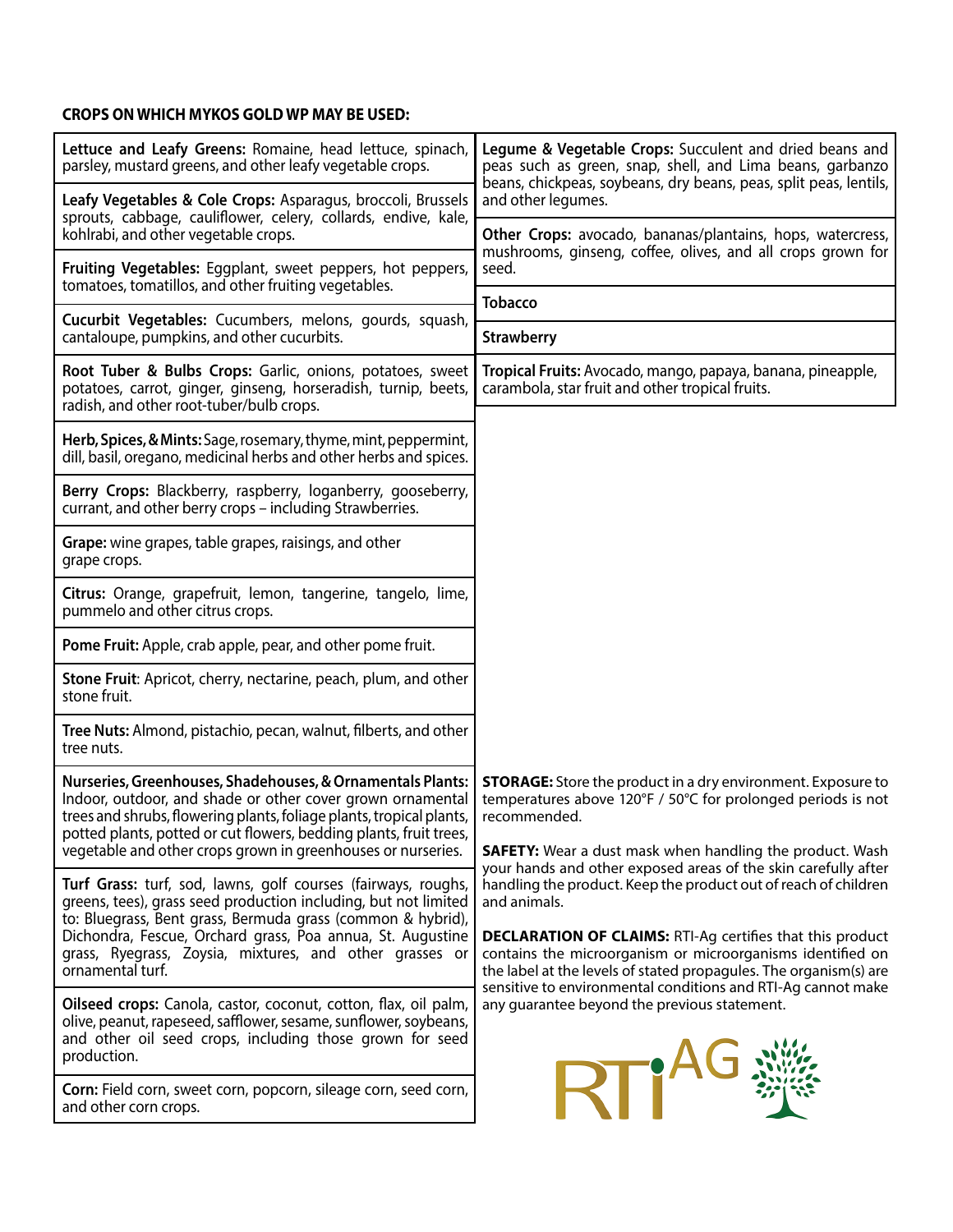**CROPS ON WHICH MYKOS GOLD WP MAY BE USED:**

| | |
|---|---|
| **Lettuce and Leafy Greens:** Romaine, head lettuce, spinach, parsley, mustard greens, and other leafy vegetable crops. | **Legume & Vegetable Crops:** Succulent and dried beans and peas such as green, snap, shell, and Lima beans, garbanzo beans, chickpeas, soybeans, dry beans, peas, split peas, lentils, and other legumes. |
| **Leafy Vegetables & Cole Crops:** Asparagus, broccoli, Brussels sprouts, cabbage, cauliflower, celery, collards, endive, kale, kohlrabi, and other vegetable crops. | **Other Crops:** avocado, bananas/plantains, hops, watercress, mushrooms, ginseng, coffee, olives, and all crops grown for seed. |
| **Fruiting Vegetables:** Eggplant, sweet peppers, hot peppers, tomatoes, tomatillos, and other fruiting vegetables. | **Tobacco** |
| **Cucurbit Vegetables:** Cucumbers, melons, gourds, squash, cantaloupe, pumpkins, and other cucurbits. | **Strawberry** |
| **Root Tuber & Bulbs Crops:** Garlic, onions, potatoes, sweet potatoes, carrot, ginger, ginseng, horseradish, turnip, beets, radish, and other root-tuber/bulb crops. | **Tropical Fruits:** Avocado, mango, papaya, banana, pineapple, carambola, star fruit and other tropical fruits. |
| **Herb, Spices, & Mints:** Sage, rosemary, thyme, mint, peppermint, dill, basil, oregano, medicinal herbs and other herbs and spices. | |
| **Berry Crops:** Blackberry, raspberry, loganberry, gooseberry, currant, and other berry crops – including Strawberries. | |
| **Grape:** wine grapes, table grapes, raisings, and other grape crops. | |
| **Citrus:** Orange, grapefruit, lemon, tangerine, tangelo, lime, pummelo and other citrus crops. | |
| **Pome Fruit:** Apple, crab apple, pear, and other pome fruit. | |
| **Stone Fruit**: Apricot, cherry, nectarine, peach, plum, and other stone fruit. | |
| **Tree Nuts:** Almond, pistachio, pecan, walnut, filberts, and other tree nuts. | |
| **Nurseries, Greenhouses, Shadehouses, & Ornamentals Plants:** Indoor, outdoor, and shade or other cover grown ornamental trees and shrubs, flowering plants, foliage plants, tropical plants, potted plants, potted or cut flowers, bedding plants, fruit trees, vegetable and other crops grown in greenhouses or nurseries. | |
| **Turf Grass:** turf, sod, lawns, golf courses (fairways, roughs, greens, tees), grass seed production including, but not limited to: Bluegrass, Bent grass, Bermuda grass (common & hybrid), Dichondra, Fescue, Orchard grass, Poa annua, St. Augustine grass, Ryegrass, Zoysia, mixtures, and other grasses or ornamental turf. | |
| **Oilseed crops:** Canola, castor, coconut, cotton, flax, oil palm, olive, peanut, rapeseed, safflower, sesame, sunflower, soybeans, and other oil seed crops, including those grown for seed production. | |
| **Corn:** Field corn, sweet corn, popcorn, sileage corn, seed corn, and other corn crops. | |

**STORAGE:** Store the product in a dry environment. Exposure to temperatures above 120°F / 50°C for prolonged periods is not recommended.

**SAFETY:** Wear a dust mask when handling the product. Wash your hands and other exposed areas of the skin carefully after handling the product. Keep the product out of reach of children and animals.

**DECLARATION OF CLAIMS:** RTI-Ag certifies that this product contains the microorganism or microorganisms identified on the label at the levels of stated propagules. The organism(s) are sensitive to environmental conditions and RTI-Ag cannot make any guarantee beyond the previous statement.

RTI AG